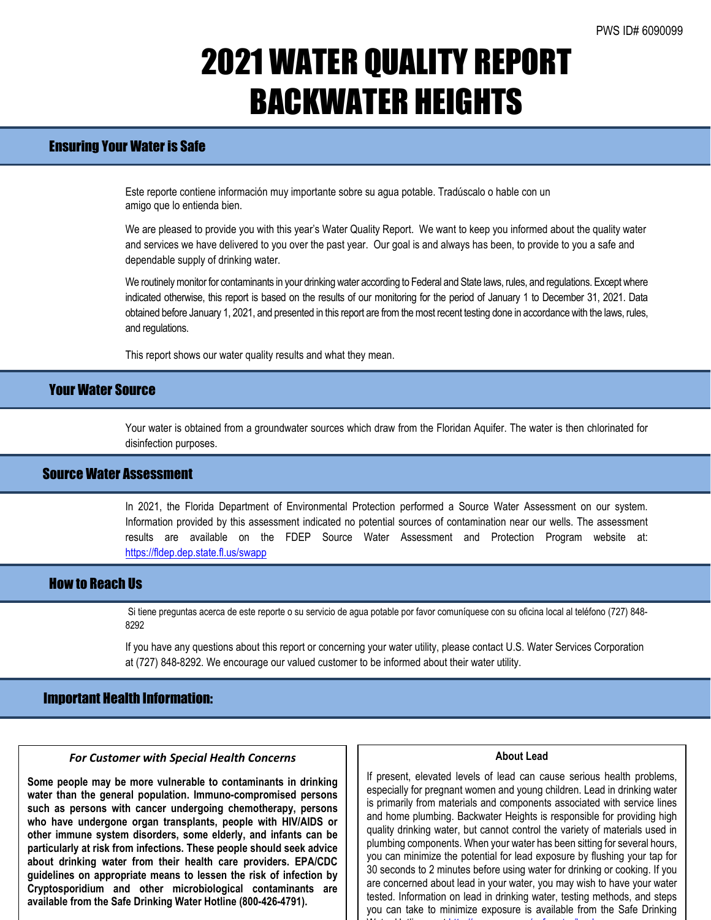PWS ID# 6090099

# 2021 WATER QUALITY REPORT BACKWATER HEIGHTS

## Ensuring Your Water is Safe

Este reporte contiene información muy importante sobre su agua potable. Tradúscalo o hable con un amigo que lo entienda bien.

We are pleased to provide you with this year's Water Quality Report. We want to keep you informed about the quality water and services we have delivered to you over the past year. Our goal is and always has been, to provide to you a safe and dependable supply of drinking water.

We routinely monitor for contaminants in your drinking water according to Federal and State laws, rules, and regulations. Except where indicated otherwise, this report is based on the results of our monitoring for the period of January 1 to December 31, 2021. Data obtained before January 1, 2021, and presented in this report are from the most recent testing done in accordance with the laws, rules, and regulations.

This report shows our water quality results and what they mean.

## Your Water Source

Your water is obtained from a groundwater sources which draw from the Floridan Aquifer. The water is then chlorinated for disinfection purposes.

## Source Water Assessment

In 2021, the Florida Department of Environmental Protection performed a Source Water Assessment on our system. Information provided by this assessment indicated no potential sources of contamination near our wells. The assessment results are available on the FDEP Source Water Assessment and Protection Program website at: https://fldep.dep.state.fl.us/swapp

## How to Reach Us

Si tiene preguntas acerca de este reporte o su servicio de agua potable por favor comuníquese con su oficina local al teléfono (727) 848-8292

If you have any questions about this report or concerning your water utility, please contact U.S. Water Services Corporation at (727) 848-8292. We encourage our valued customer to be informed about their water utility.

## Important Health Information:

### *For Customer with Special Health Concerns*

**Some people may be more vulnerable to contaminants in drinking water than the general population. Immuno-compromised persons such as persons with cancer undergoing chemotherapy, persons who have undergone organ transplants, people with HIV/AIDS or other immune system disorders, some elderly, and infants can be particularly at risk from infections. These people should seek advice about drinking water from their health care providers. EPA/CDC guidelines on appropriate means to lessen the risk of infection by Cryptosporidium and other microbiological contaminants are available from the Safe Drinking Water Hotline (800-426-4791).**

### About Lead

If present, elevated levels of lead can cause serious health problems, especially for pregnant women and young children. Lead in drinking water is primarily from materials and components associated with service lines and home plumbing. Backwater Heights is responsible for providing high quality drinking water, but cannot control the variety of materials used in plumbing components. When your water has been sitting for several hours, you can minimize the potential for lead exposure by flushing your tap for 30 seconds to 2 minutes before using water for drinking or cooking. If you are concerned about lead in your water, you may wish to have your water tested. Information on lead in drinking water, testing methods, and steps you can take to minimize exposure is available from the Safe Drinking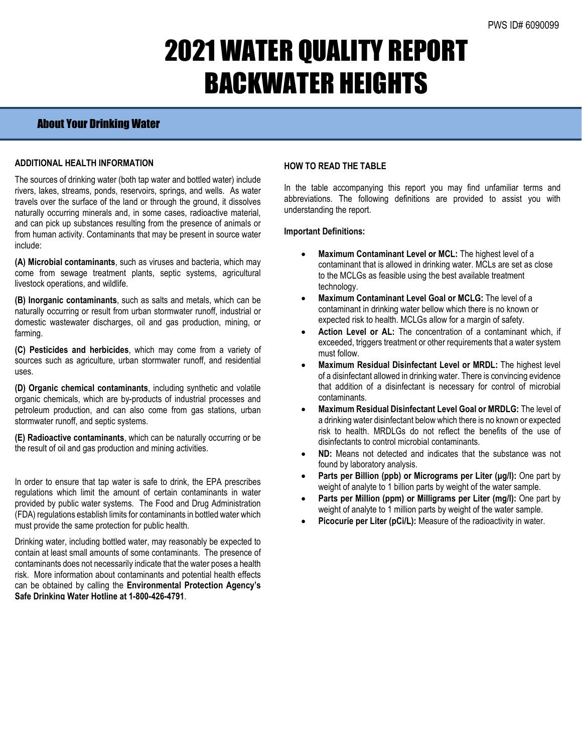PWS ID# 6090099

# 2021 WATER QUALITY REPORT BACKWATER HEIGHTS

## About Your Drinking Water

### ADDITIONAL HEALTH INFORMATION

The sources of drinking water (both tap water and bottled water) include rivers, lakes, streams, ponds, reservoirs, springs, and wells. As water travels over the surface of the land or through the ground, it dissolves naturally occurring minerals and, in some cases, radioactive material, and can pick up substances resulting from the presence of animals or from human activity. Contaminants that may be present in source water include:

**(A) Microbial contaminants**, such as viruses and bacteria, which may come from sewage treatment plants, septic systems, agricultural livestock operations, and wildlife.

**(B) Inorganic contaminants**, such as salts and metals, which can be naturally occurring or result from urban stormwater runoff, industrial or domestic wastewater discharges, oil and gas production, mining, or farming.

**(C) Pesticides and herbicides**, which may come from a variety of sources such as agriculture, urban stormwater runoff, and residential uses.

**(D) Organic chemical contaminants**, including synthetic and volatile organic chemicals, which are by-products of industrial processes and petroleum production, and can also come from gas stations, urban stormwater runoff, and septic systems.

**(E) Radioactive contaminants**, which can be naturally occurring or be the result of oil and gas production and mining activities.

In order to ensure that tap water is safe to drink, the EPA prescribes regulations which limit the amount of certain contaminants in water provided by public water systems. The Food and Drug Administration (FDA) regulations establish limits for contaminants in bottled water which must provide the same protection for public health.

Drinking water, including bottled water, may reasonably be expected to contain at least small amounts of some contaminants. The presence of contaminants does not necessarily indicate that the water poses a health risk. More information about contaminants and potential health effects can be obtained by calling the **Environmental Protection Agency's Safe Drinking Water Hotline at 1-800-426-4791**.

### HOW TO READ THE TABLE

In the table accompanying this report you may find unfamiliar terms and abbreviations. The following definitions are provided to assist you with understanding the report.

**Important Definitions:**

- **Maximum Contaminant Level or MCL:** The highest level of a contaminant that is allowed in drinking water. MCLs are set as close to the MCLGs as feasible using the best available treatment technology.
- **Maximum Contaminant Level Goal or MCLG:** The level of a contaminant in drinking water bellow which there is no known or expected risk to health. MCLGs allow for a margin of safety.
- **Action Level or AL:** The concentration of a contaminant which, if exceeded, triggers treatment or other requirements that a water system must follow.
- **Maximum Residual Disinfectant Level or MRDL:** The highest level of a disinfectant allowed in drinking water. There is convincing evidence that addition of a disinfectant is necessary for control of microbial contaminants.
- **Maximum Residual Disinfectant Level Goal or MRDLG:** The level of a drinking water disinfectant below which there is no known or expected risk to health. MRDLGs do not reflect the benefits of the use of disinfectants to control microbial contaminants.
- **ND:** Means not detected and indicates that the substance was not found by laboratory analysis.
- **Parts per Billion (ppb) or Micrograms per Liter (µg/l):** One part by weight of analyte to 1 billion parts by weight of the water sample.
- **Parts per Million (ppm) or Milligrams per Liter (mg/l):** One part by weight of analyte to 1 million parts by weight of the water sample.
- **Picocurie per Liter (pCi/L):** Measure of the radioactivity in water.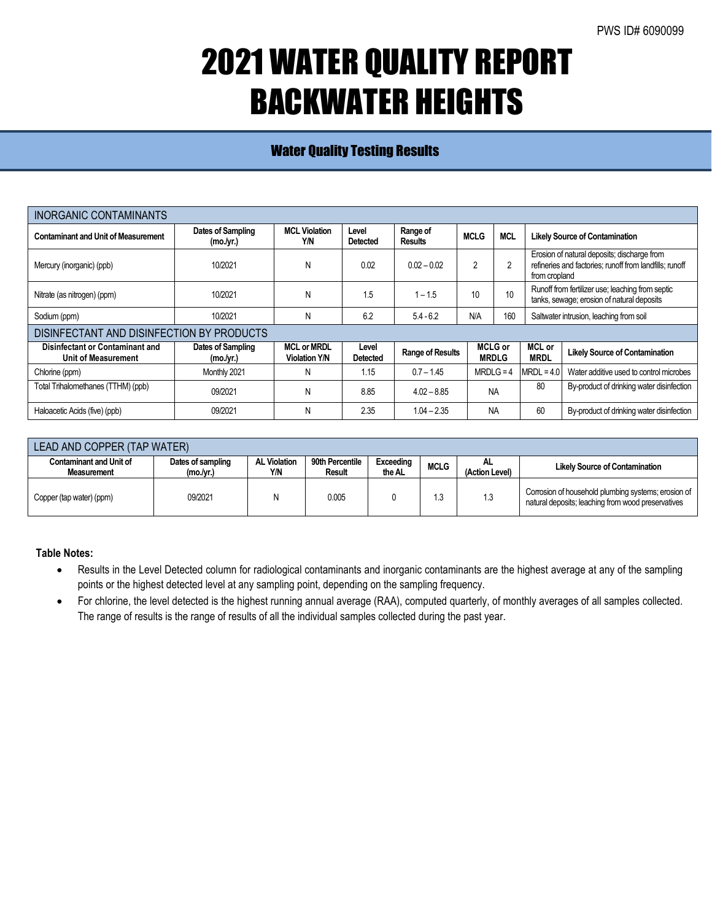PWS ID# 6090099

# 2021 WATER QUALITY REPORT BACKWATER HEIGHTS

## Water Quality Testing Results

| INORGANIC CONTAMINANTS | | | | | | | |
|---|---|---|---|---|---|---|---|
| **Contaminant and Unit of Measurement** | **Dates of Sampling (mo./yr.)** | **MCL Violation Y/N** | **Level Detected** | **Range of Results** | **MCLG** | **MCL** | **Likely Source of Contamination** |
| Mercury (inorganic) (ppb) | 10/2021 | N | 0.02 | 0.02 – 0.02 | 2 | 2 | Erosion of natural deposits; discharge from refineries and factories; runoff from landfills; runoff from cropland |
| Nitrate (as nitrogen) (ppm) | 10/2021 | N | 1.5 | 1 – 1.5 | 10 | 10 | Runoff from fertilizer use; leaching from septic tanks, sewage; erosion of natural deposits |
| Sodium (ppm) | 10/2021 | N | 6.2 | 5.4 - 6.2 | N/A | 160 | Saltwater intrusion, leaching from soil |

| DISINFECTANT AND DISINFECTION BY PRODUCTS | | | | | | | |
|---|---|---|---|---|---|---|---|
| **Disinfectant or Contaminant and Unit of Measurement** | **Dates of Sampling (mo./yr.)** | **MCL or MRDL Violation Y/N** | **Level Detected** | **Range of Results** | **MCLG or MRDLG** | **MCL or MRDL** | **Likely Source of Contamination** |
| Chlorine (ppm) | Monthly 2021 | N | 1.15 | 0.7 – 1.45 | MRDLG = 4 | MRDL = 4.0 | Water additive used to control microbes |
| Total Trihalomethanes (TTHM) (ppb) | 09/2021 | N | 8.85 | 4.02 – 8.85 | NA | 80 | By-product of drinking water disinfection |
| Haloacetic Acids (five) (ppb) | 09/2021 | N | 2.35 | 1.04 – 2.35 | NA | 60 | By-product of drinking water disinfection |

| LEAD AND COPPER (TAP WATER) | | | | | | | |
|---|---|---|---|---|---|---|---|
| **Contaminant and Unit of Measurement** | **Dates of sampling (mo./yr.)** | **AL Violation Y/N** | **90th Percentile Result** | **Exceeding the AL** | **MCLG** | **AL (Action Level)** | **Likely Source of Contamination** |
| Copper (tap water) (ppm) | 09/2021 | N | 0.005 | 0 | 1.3 | 1.3 | Corrosion of household plumbing systems; erosion of natural deposits; leaching from wood preservatives |

**Table Notes:**

- Results in the Level Detected column for radiological contaminants and inorganic contaminants are the highest average at any of the sampling points or the highest detected level at any sampling point, depending on the sampling frequency.
- For chlorine, the level detected is the highest running annual average (RAA), computed quarterly, of monthly averages of all samples collected. The range of results is the range of results of all the individual samples collected during the past year.